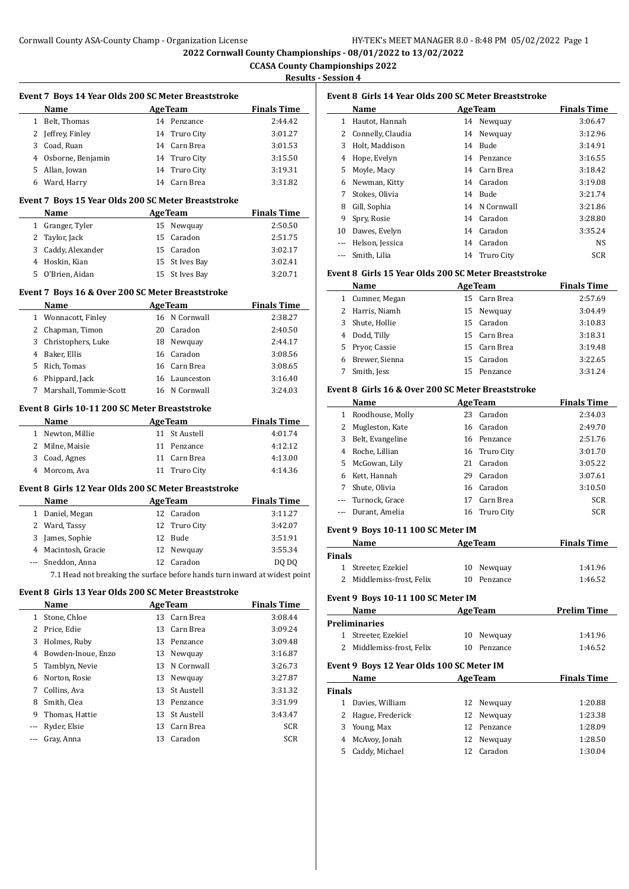2022 Cornwall County Championships - 08/01/2022 to 13/02/2022

CCASA County Championships 2022

Results - Session 4

### Event 7 Boys 14 Year Olds 200 SC Meter Breaststroke

| | Name | Age | Team | Finals Time |
|---|---|---|---|---|
| 1 | Belt, Thomas | 14 | Penzance | 2:44.42 |
| 2 | Jeffrey, Finley | 14 | Truro City | 3:01.27 |
| 3 | Coad, Ruan | 14 | Carn Brea | 3:01.53 |
| 4 | Osborne, Benjamin | 14 | Truro City | 3:15.50 |
| 5 | Allan, Jowan | 14 | Truro City | 3:19.31 |
| 6 | Ward, Harry | 14 | Carn Brea | 3:31.82 |

### Event 7 Boys 15 Year Olds 200 SC Meter Breaststroke

| | Name | Age | Team | Finals Time |
|---|---|---|---|---|
| 1 | Granger, Tyler | 15 | Newquay | 2:50.50 |
| 2 | Taylor, Jack | 15 | Caradon | 2:51.75 |
| 3 | Caddy, Alexander | 15 | Caradon | 3:02.17 |
| 4 | Hoskin, Kian | 15 | St Ives Bay | 3:02.41 |
| 5 | O'Brien, Aidan | 15 | St Ives Bay | 3:20.71 |

### Event 7 Boys 16 & Over 200 SC Meter Breaststroke

| | Name | Age | Team | Finals Time |
|---|---|---|---|---|
| 1 | Wonnacott, Finley | 16 | N Cornwall | 2:38.27 |
| 2 | Chapman, Timon | 20 | Caradon | 2:40.50 |
| 3 | Christophers, Luke | 18 | Newquay | 2:44.17 |
| 4 | Baker, Ellis | 16 | Caradon | 3:08.56 |
| 5 | Rich, Tomas | 16 | Carn Brea | 3:08.65 |
| 6 | Phippard, Jack | 16 | Launceston | 3:16.40 |
| 7 | Marshall, Tommie-Scott | 16 | N Cornwall | 3:24.03 |

### Event 8 Girls 10-11 200 SC Meter Breaststroke

| | Name | Age | Team | Finals Time |
|---|---|---|---|---|
| 1 | Newton, Millie | 11 | St Austell | 4:01.74 |
| 2 | Milne, Maisie | 11 | Penzance | 4:12.12 |
| 3 | Coad, Agnes | 11 | Carn Brea | 4:13.00 |
| 4 | Morcom, Ava | 11 | Truro City | 4:14.36 |

### Event 8 Girls 12 Year Olds 200 SC Meter Breaststroke

| | Name | Age | Team | Finals Time |
|---|---|---|---|---|
| 1 | Daniel, Megan | 12 | Caradon | 3:11.27 |
| 2 | Ward, Tassy | 12 | Truro City | 3:42.07 |
| 3 | James, Sophie | 12 | Bude | 3:51.91 |
| 4 | Macintosh, Gracie | 12 | Newquay | 3:55.34 |
| --- | Sneddon, Anna | 12 | Caradon | DQ DQ |

7.1 Head not breaking the surface before hands turn inward at widest point

### Event 8 Girls 13 Year Olds 200 SC Meter Breaststroke

| | Name | Age | Team | Finals Time |
|---|---|---|---|---|
| 1 | Stone, Chloe | 13 | Carn Brea | 3:08.44 |
| 2 | Price, Edie | 13 | Carn Brea | 3:09.24 |
| 3 | Holmes, Ruby | 13 | Penzance | 3:09.48 |
| 4 | Bowden-Inoue, Enzo | 13 | Newquay | 3:16.87 |
| 5 | Tamblyn, Nevie | 13 | N Cornwall | 3:26.73 |
| 6 | Norton, Rosie | 13 | Newquay | 3:27.87 |
| 7 | Collins, Ava | 13 | St Austell | 3:31.32 |
| 8 | Smith, Clea | 13 | Penzance | 3:31.99 |
| 9 | Thomas, Hattie | 13 | St Austell | 3:43.47 |
| --- | Ryder, Elsie | 13 | Carn Brea | SCR |
| --- | Gray, Anna | 13 | Caradon | SCR |

### Event 8 Girls 14 Year Olds 200 SC Meter Breaststroke

| | Name | Age | Team | Finals Time |
|---|---|---|---|---|
| 1 | Hautot, Hannah | 14 | Newquay | 3:06.47 |
| 2 | Connelly, Claudia | 14 | Newquay | 3:12.96 |
| 3 | Holt, Maddison | 14 | Bude | 3:14.91 |
| 4 | Hope, Evelyn | 14 | Penzance | 3:16.55 |
| 5 | Moyle, Macy | 14 | Carn Brea | 3:18.42 |
| 6 | Newman, Kitty | 14 | Caradon | 3:19.08 |
| 7 | Stokes, Olivia | 14 | Bude | 3:21.74 |
| 8 | Gill, Sophia | 14 | N Cornwall | 3:21.86 |
| 9 | Spry, Rosie | 14 | Caradon | 3:28.80 |
| 10 | Dawes, Evelyn | 14 | Caradon | 3:35.24 |
| --- | Helson, Jessica | 14 | Caradon | NS |
| --- | Smith, Lilia | 14 | Truro City | SCR |

### Event 8 Girls 15 Year Olds 200 SC Meter Breaststroke

| | Name | Age | Team | Finals Time |
|---|---|---|---|---|
| 1 | Cumner, Megan | 15 | Carn Brea | 2:57.69 |
| 2 | Harris, Niamh | 15 | Newquay | 3:04.49 |
| 3 | Shute, Hollie | 15 | Caradon | 3:10.83 |
| 4 | Dodd, Tilly | 15 | Carn Brea | 3:18.31 |
| 5 | Pryor, Cassie | 15 | Carn Brea | 3:19.48 |
| 6 | Brewer, Sienna | 15 | Caradon | 3:22.65 |
| 7 | Smith, Jess | 15 | Penzance | 3:31.24 |

### Event 8 Girls 16 & Over 200 SC Meter Breaststroke

| | Name | Age | Team | Finals Time |
|---|---|---|---|---|
| 1 | Roodhouse, Molly | 23 | Caradon | 2:34.03 |
| 2 | Mugleston, Kate | 16 | Caradon | 2:49.70 |
| 3 | Belt, Evangeline | 16 | Penzance | 2:51.76 |
| 4 | Roche, Lillian | 16 | Truro City | 3:01.70 |
| 5 | McGowan, Lily | 21 | Caradon | 3:05.22 |
| 6 | Kett, Hannah | 29 | Caradon | 3:07.61 |
| 7 | Shute, Olivia | 16 | Caradon | 3:10.50 |
| --- | Turnock, Grace | 17 | Carn Brea | SCR |
| --- | Durant, Amelia | 16 | Truro City | SCR |

### Event 9 Boys 10-11 100 SC Meter IM

| | Name | Age | Team | Finals Time |
|---|---|---|---|---|
| **Finals** | | | | |
| 1 | Streeter, Ezekiel | 10 | Newquay | 1:41.96 |
| 2 | Middlemiss-frost, Felix | 10 | Penzance | 1:46.52 |

### Event 9 Boys 10-11 100 SC Meter IM

| | Name | Age | Team | Prelim Time |
|---|---|---|---|---|
| **Preliminaries** | | | | |
| 1 | Streeter, Ezekiel | 10 | Newquay | 1:41.96 |
| 2 | Middlemiss-frost, Felix | 10 | Penzance | 1:46.52 |

### Event 9 Boys 12 Year Olds 100 SC Meter IM

| | Name | Age | Team | Finals Time |
|---|---|---|---|---|
| **Finals** | | | | |
| 1 | Davies, William | 12 | Newquay | 1:20.88 |
| 2 | Hague, Frederick | 12 | Newquay | 1:23.38 |
| 3 | Young, Max | 12 | Penzance | 1:28.09 |
| 4 | McAvoy, Jonah | 12 | Newquay | 1:28.50 |
| 5 | Caddy, Michael | 12 | Caradon | 1:30.04 |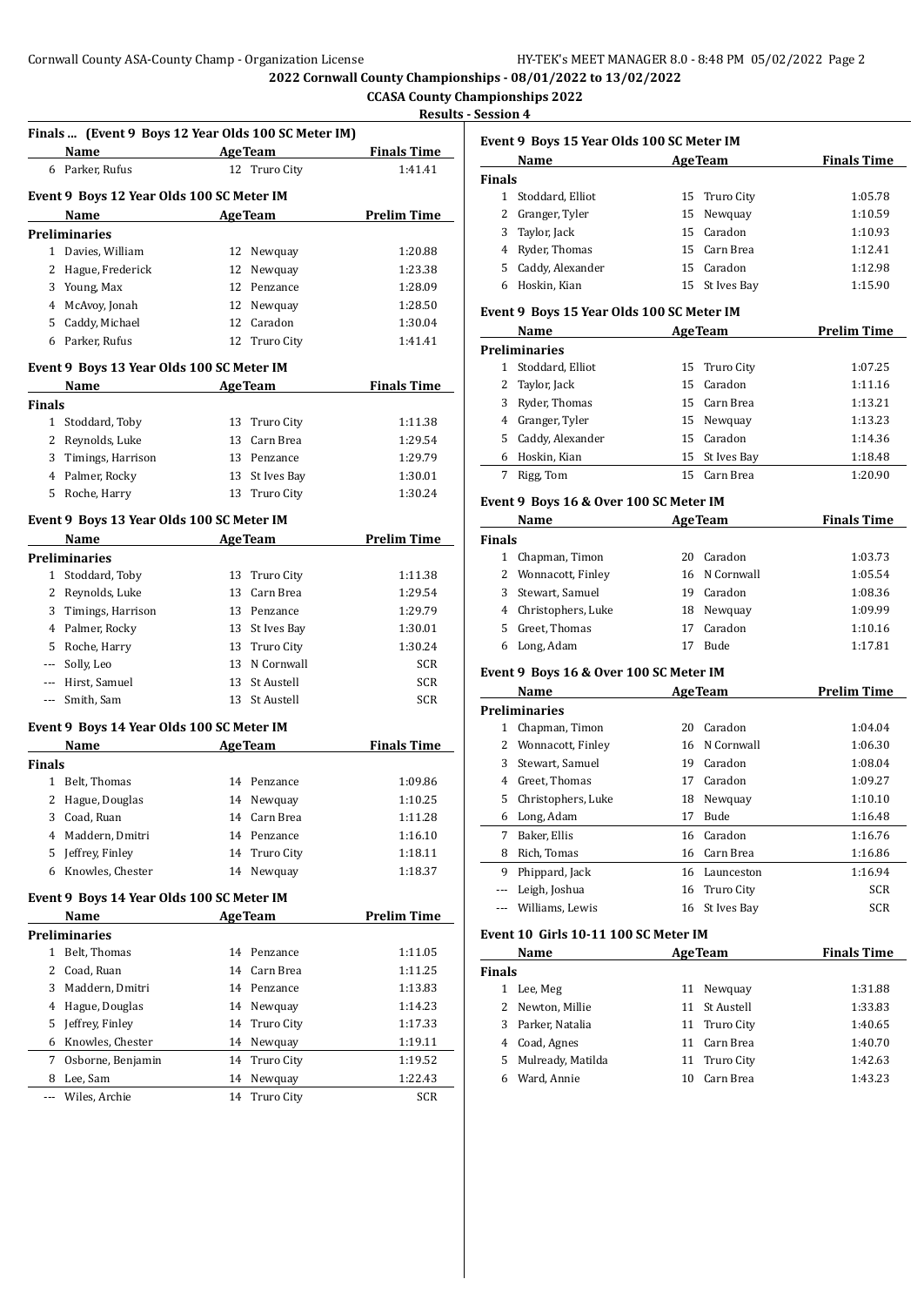**2022 Cornwall County Championships - 08/01/2022 to 13/02/2022**

**CCASA County Championships 2022**

**Results - Session 4**

### Finals ... (Event 9 Boys 12 Year Olds 100 SC Meter IM)

| | Name | Age | Team | Finals Time |
|---|---|---|---|---|
| 6 | Parker, Rufus | 12 | Truro City | 1:41.41 |

### Event 9 Boys 12 Year Olds 100 SC Meter IM

| | Name | Age | Team | Prelim Time |
|---|---|---|---|---|
| **Preliminaries** | | | | |
| 1 | Davies, William | 12 | Newquay | 1:20.88 |
| 2 | Hague, Frederick | 12 | Newquay | 1:23.38 |
| 3 | Young, Max | 12 | Penzance | 1:28.09 |
| 4 | McAvoy, Jonah | 12 | Newquay | 1:28.50 |
| 5 | Caddy, Michael | 12 | Caradon | 1:30.04 |
| 6 | Parker, Rufus | 12 | Truro City | 1:41.41 |

### Event 9 Boys 13 Year Olds 100 SC Meter IM

| | Name | Age | Team | Finals Time |
|---|---|---|---|---|
| **Finals** | | | | |
| 1 | Stoddard, Toby | 13 | Truro City | 1:11.38 |
| 2 | Reynolds, Luke | 13 | Carn Brea | 1:29.54 |
| 3 | Timings, Harrison | 13 | Penzance | 1:29.79 |
| 4 | Palmer, Rocky | 13 | St Ives Bay | 1:30.01 |
| 5 | Roche, Harry | 13 | Truro City | 1:30.24 |

### Event 9 Boys 13 Year Olds 100 SC Meter IM

| | Name | Age | Team | Prelim Time |
|---|---|---|---|---|
| **Preliminaries** | | | | |
| 1 | Stoddard, Toby | 13 | Truro City | 1:11.38 |
| 2 | Reynolds, Luke | 13 | Carn Brea | 1:29.54 |
| 3 | Timings, Harrison | 13 | Penzance | 1:29.79 |
| 4 | Palmer, Rocky | 13 | St Ives Bay | 1:30.01 |
| 5 | Roche, Harry | 13 | Truro City | 1:30.24 |
| --- | Solly, Leo | 13 | N Cornwall | SCR |
| --- | Hirst, Samuel | 13 | St Austell | SCR |
| --- | Smith, Sam | 13 | St Austell | SCR |

### Event 9 Boys 14 Year Olds 100 SC Meter IM

| | Name | Age | Team | Finals Time |
|---|---|---|---|---|
| **Finals** | | | | |
| 1 | Belt, Thomas | 14 | Penzance | 1:09.86 |
| 2 | Hague, Douglas | 14 | Newquay | 1:10.25 |
| 3 | Coad, Ruan | 14 | Carn Brea | 1:11.28 |
| 4 | Maddern, Dmitri | 14 | Penzance | 1:16.10 |
| 5 | Jeffrey, Finley | 14 | Truro City | 1:18.11 |
| 6 | Knowles, Chester | 14 | Newquay | 1:18.37 |

### Event 9 Boys 14 Year Olds 100 SC Meter IM

| | Name | Age | Team | Prelim Time |
|---|---|---|---|---|
| **Preliminaries** | | | | |
| 1 | Belt, Thomas | 14 | Penzance | 1:11.05 |
| 2 | Coad, Ruan | 14 | Carn Brea | 1:11.25 |
| 3 | Maddern, Dmitri | 14 | Penzance | 1:13.83 |
| 4 | Hague, Douglas | 14 | Newquay | 1:14.23 |
| 5 | Jeffrey, Finley | 14 | Truro City | 1:17.33 |
| 6 | Knowles, Chester | 14 | Newquay | 1:19.11 |
| 7 | Osborne, Benjamin | 14 | Truro City | 1:19.52 |
| 8 | Lee, Sam | 14 | Newquay | 1:22.43 |
| --- | Wiles, Archie | 14 | Truro City | SCR |

### Event 9 Boys 15 Year Olds 100 SC Meter IM

| | Name | Age | Team | Finals Time |
|---|---|---|---|---|
| **Finals** | | | | |
| 1 | Stoddard, Elliot | 15 | Truro City | 1:05.78 |
| 2 | Granger, Tyler | 15 | Newquay | 1:10.59 |
| 3 | Taylor, Jack | 15 | Caradon | 1:10.93 |
| 4 | Ryder, Thomas | 15 | Carn Brea | 1:12.41 |
| 5 | Caddy, Alexander | 15 | Caradon | 1:12.98 |
| 6 | Hoskin, Kian | 15 | St Ives Bay | 1:15.90 |

### Event 9 Boys 15 Year Olds 100 SC Meter IM

| | Name | Age | Team | Prelim Time |
|---|---|---|---|---|
| **Preliminaries** | | | | |
| 1 | Stoddard, Elliot | 15 | Truro City | 1:07.25 |
| 2 | Taylor, Jack | 15 | Caradon | 1:11.16 |
| 3 | Ryder, Thomas | 15 | Carn Brea | 1:13.21 |
| 4 | Granger, Tyler | 15 | Newquay | 1:13.23 |
| 5 | Caddy, Alexander | 15 | Caradon | 1:14.36 |
| 6 | Hoskin, Kian | 15 | St Ives Bay | 1:18.48 |
| 7 | Rigg, Tom | 15 | Carn Brea | 1:20.90 |

### Event 9 Boys 16 & Over 100 SC Meter IM

| | Name | Age | Team | Finals Time |
|---|---|---|---|---|
| **Finals** | | | | |
| 1 | Chapman, Timon | 20 | Caradon | 1:03.73 |
| 2 | Wonnacott, Finley | 16 | N Cornwall | 1:05.54 |
| 3 | Stewart, Samuel | 19 | Caradon | 1:08.36 |
| 4 | Christophers, Luke | 18 | Newquay | 1:09.99 |
| 5 | Greet, Thomas | 17 | Caradon | 1:10.16 |
| 6 | Long, Adam | 17 | Bude | 1:17.81 |

### Event 9 Boys 16 & Over 100 SC Meter IM

| | Name | Age | Team | Prelim Time |
|---|---|---|---|---|
| **Preliminaries** | | | | |
| 1 | Chapman, Timon | 20 | Caradon | 1:04.04 |
| 2 | Wonnacott, Finley | 16 | N Cornwall | 1:06.30 |
| 3 | Stewart, Samuel | 19 | Caradon | 1:08.04 |
| 4 | Greet, Thomas | 17 | Caradon | 1:09.27 |
| 5 | Christophers, Luke | 18 | Newquay | 1:10.10 |
| 6 | Long, Adam | 17 | Bude | 1:16.48 |
| 7 | Baker, Ellis | 16 | Caradon | 1:16.76 |
| 8 | Rich, Tomas | 16 | Carn Brea | 1:16.86 |
| 9 | Phippard, Jack | 16 | Launceston | 1:16.94 |
| --- | Leigh, Joshua | 16 | Truro City | SCR |
| --- | Williams, Lewis | 16 | St Ives Bay | SCR |

### Event 10 Girls 10-11 100 SC Meter IM

| | Name | Age | Team | Finals Time |
|---|---|---|---|---|
| **Finals** | | | | |
| 1 | Lee, Meg | 11 | Newquay | 1:31.88 |
| 2 | Newton, Millie | 11 | St Austell | 1:33.83 |
| 3 | Parker, Natalia | 11 | Truro City | 1:40.65 |
| 4 | Coad, Agnes | 11 | Carn Brea | 1:40.70 |
| 5 | Mulready, Matilda | 11 | Truro City | 1:42.63 |
| 6 | Ward, Annie | 10 | Carn Brea | 1:43.23 |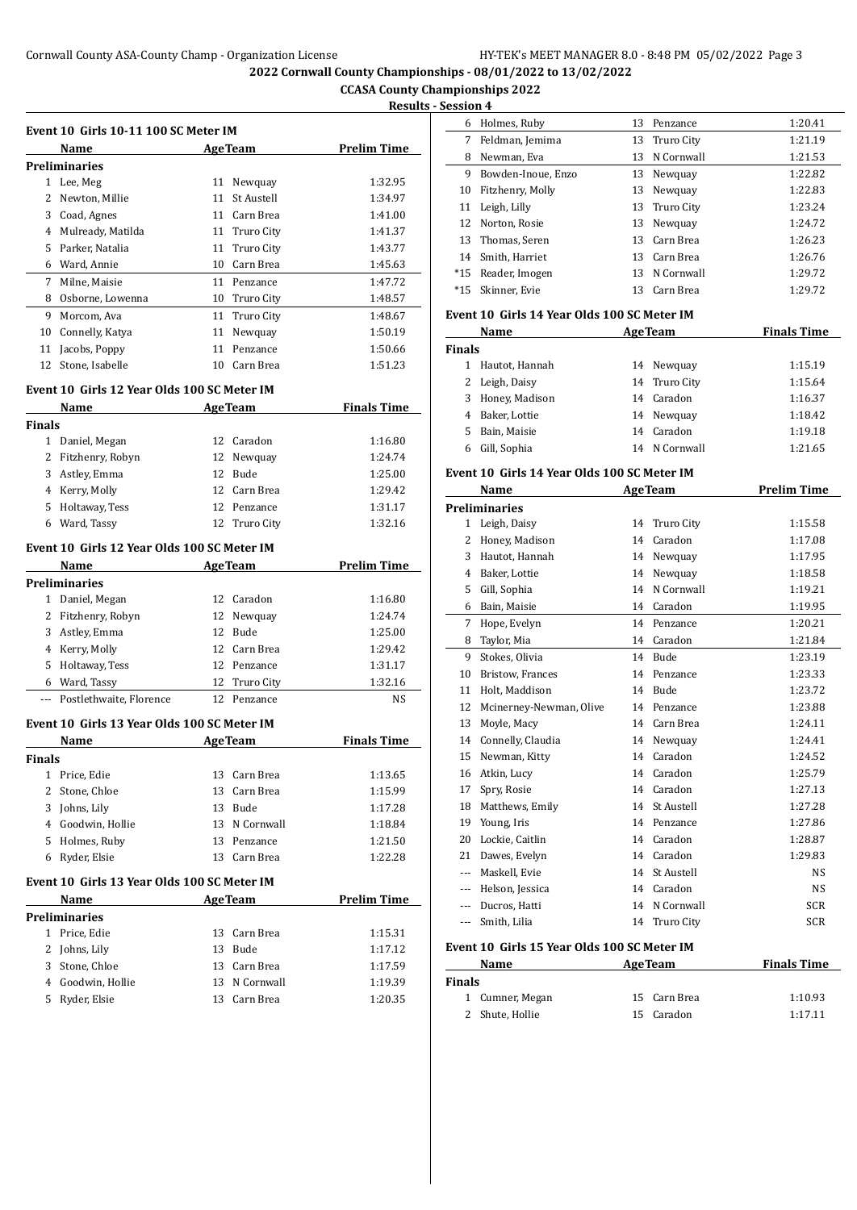2022 Cornwall County Championships - 08/01/2022 to 13/02/2022

CCASA County Championships 2022

Results - Session 4

### Event 10 Girls 10-11 100 SC Meter IM

| | Name | Age | Team | Prelim Time |
|---|---|---|---|---|
| **Preliminaries** | | | | |
| 1 | Lee, Meg | 11 | Newquay | 1:32.95 |
| 2 | Newton, Millie | 11 | St Austell | 1:34.97 |
| 3 | Coad, Agnes | 11 | Carn Brea | 1:41.00 |
| 4 | Mulready, Matilda | 11 | Truro City | 1:41.37 |
| 5 | Parker, Natalia | 11 | Truro City | 1:43.77 |
| 6 | Ward, Annie | 10 | Carn Brea | 1:45.63 |
| 7 | Milne, Maisie | 11 | Penzance | 1:47.72 |
| 8 | Osborne, Lowenna | 10 | Truro City | 1:48.57 |
| 9 | Morcom, Ava | 11 | Truro City | 1:48.67 |
| 10 | Connelly, Katya | 11 | Newquay | 1:50.19 |
| 11 | Jacobs, Poppy | 11 | Penzance | 1:50.66 |
| 12 | Stone, Isabelle | 10 | Carn Brea | 1:51.23 |

### Event 10 Girls 12 Year Olds 100 SC Meter IM

| | Name | Age | Team | Finals Time |
|---|---|---|---|---|
| **Finals** | | | | |
| 1 | Daniel, Megan | 12 | Caradon | 1:16.80 |
| 2 | Fitzhenry, Robyn | 12 | Newquay | 1:24.74 |
| 3 | Astley, Emma | 12 | Bude | 1:25.00 |
| 4 | Kerry, Molly | 12 | Carn Brea | 1:29.42 |
| 5 | Holtaway, Tess | 12 | Penzance | 1:31.17 |
| 6 | Ward, Tassy | 12 | Truro City | 1:32.16 |

### Event 10 Girls 12 Year Olds 100 SC Meter IM

| | Name | Age | Team | Prelim Time |
|---|---|---|---|---|
| **Preliminaries** | | | | |
| 1 | Daniel, Megan | 12 | Caradon | 1:16.80 |
| 2 | Fitzhenry, Robyn | 12 | Newquay | 1:24.74 |
| 3 | Astley, Emma | 12 | Bude | 1:25.00 |
| 4 | Kerry, Molly | 12 | Carn Brea | 1:29.42 |
| 5 | Holtaway, Tess | 12 | Penzance | 1:31.17 |
| 6 | Ward, Tassy | 12 | Truro City | 1:32.16 |
| --- | Postlethwaite, Florence | 12 | Penzance | NS |

### Event 10 Girls 13 Year Olds 100 SC Meter IM

| | Name | Age | Team | Finals Time |
|---|---|---|---|---|
| **Finals** | | | | |
| 1 | Price, Edie | 13 | Carn Brea | 1:13.65 |
| 2 | Stone, Chloe | 13 | Carn Brea | 1:15.99 |
| 3 | Johns, Lily | 13 | Bude | 1:17.28 |
| 4 | Goodwin, Hollie | 13 | N Cornwall | 1:18.84 |
| 5 | Holmes, Ruby | 13 | Penzance | 1:21.50 |
| 6 | Ryder, Elsie | 13 | Carn Brea | 1:22.28 |

### Event 10 Girls 13 Year Olds 100 SC Meter IM

| | Name | Age | Team | Prelim Time |
|---|---|---|---|---|
| **Preliminaries** | | | | |
| 1 | Price, Edie | 13 | Carn Brea | 1:15.31 |
| 2 | Johns, Lily | 13 | Bude | 1:17.12 |
| 3 | Stone, Chloe | 13 | Carn Brea | 1:17.59 |
| 4 | Goodwin, Hollie | 13 | N Cornwall | 1:19.39 |
| 5 | Ryder, Elsie | 13 | Carn Brea | 1:20.35 |
| 6 | Holmes, Ruby | 13 | Penzance | 1:20.41 |
| 7 | Feldman, Jemima | 13 | Truro City | 1:21.19 |
| 8 | Newman, Eva | 13 | N Cornwall | 1:21.53 |
| 9 | Bowden-Inoue, Enzo | 13 | Newquay | 1:22.82 |
| 10 | Fitzhenry, Molly | 13 | Newquay | 1:22.83 |
| 11 | Leigh, Lilly | 13 | Truro City | 1:23.24 |
| 12 | Norton, Rosie | 13 | Newquay | 1:24.72 |
| 13 | Thomas, Seren | 13 | Carn Brea | 1:26.23 |
| 14 | Smith, Harriet | 13 | Carn Brea | 1:26.76 |
| *15 | Reader, Imogen | 13 | N Cornwall | 1:29.72 |
| *15 | Skinner, Evie | 13 | Carn Brea | 1:29.72 |

### Event 10 Girls 14 Year Olds 100 SC Meter IM

| | Name | Age | Team | Finals Time |
|---|---|---|---|---|
| **Finals** | | | | |
| 1 | Hautot, Hannah | 14 | Newquay | 1:15.19 |
| 2 | Leigh, Daisy | 14 | Truro City | 1:15.64 |
| 3 | Honey, Madison | 14 | Caradon | 1:16.37 |
| 4 | Baker, Lottie | 14 | Newquay | 1:18.42 |
| 5 | Bain, Maisie | 14 | Caradon | 1:19.18 |
| 6 | Gill, Sophia | 14 | N Cornwall | 1:21.65 |

### Event 10 Girls 14 Year Olds 100 SC Meter IM

| | Name | Age | Team | Prelim Time |
|---|---|---|---|---|
| **Preliminaries** | | | | |
| 1 | Leigh, Daisy | 14 | Truro City | 1:15.58 |
| 2 | Honey, Madison | 14 | Caradon | 1:17.08 |
| 3 | Hautot, Hannah | 14 | Newquay | 1:17.95 |
| 4 | Baker, Lottie | 14 | Newquay | 1:18.58 |
| 5 | Gill, Sophia | 14 | N Cornwall | 1:19.21 |
| 6 | Bain, Maisie | 14 | Caradon | 1:19.95 |
| 7 | Hope, Evelyn | 14 | Penzance | 1:20.21 |
| 8 | Taylor, Mia | 14 | Caradon | 1:21.84 |
| 9 | Stokes, Olivia | 14 | Bude | 1:23.19 |
| 10 | Bristow, Frances | 14 | Penzance | 1:23.33 |
| 11 | Holt, Maddison | 14 | Bude | 1:23.72 |
| 12 | Mcinerney-Newman, Olive | 14 | Penzance | 1:23.88 |
| 13 | Moyle, Macy | 14 | Carn Brea | 1:24.11 |
| 14 | Connelly, Claudia | 14 | Newquay | 1:24.41 |
| 15 | Newman, Kitty | 14 | Caradon | 1:24.52 |
| 16 | Atkin, Lucy | 14 | Caradon | 1:25.79 |
| 17 | Spry, Rosie | 14 | Caradon | 1:27.13 |
| 18 | Matthews, Emily | 14 | St Austell | 1:27.28 |
| 19 | Young, Iris | 14 | Penzance | 1:27.86 |
| 20 | Lockie, Caitlin | 14 | Caradon | 1:28.87 |
| 21 | Dawes, Evelyn | 14 | Caradon | 1:29.83 |
| --- | Maskell, Evie | 14 | St Austell | NS |
| --- | Helson, Jessica | 14 | Caradon | NS |
| --- | Ducros, Hatti | 14 | N Cornwall | SCR |
| --- | Smith, Lilia | 14 | Truro City | SCR |

### Event 10 Girls 15 Year Olds 100 SC Meter IM

| | Name | Age | Team | Finals Time |
|---|---|---|---|---|
| **Finals** | | | | |
| 1 | Cumner, Megan | 15 | Carn Brea | 1:10.93 |
| 2 | Shute, Hollie | 15 | Caradon | 1:17.11 |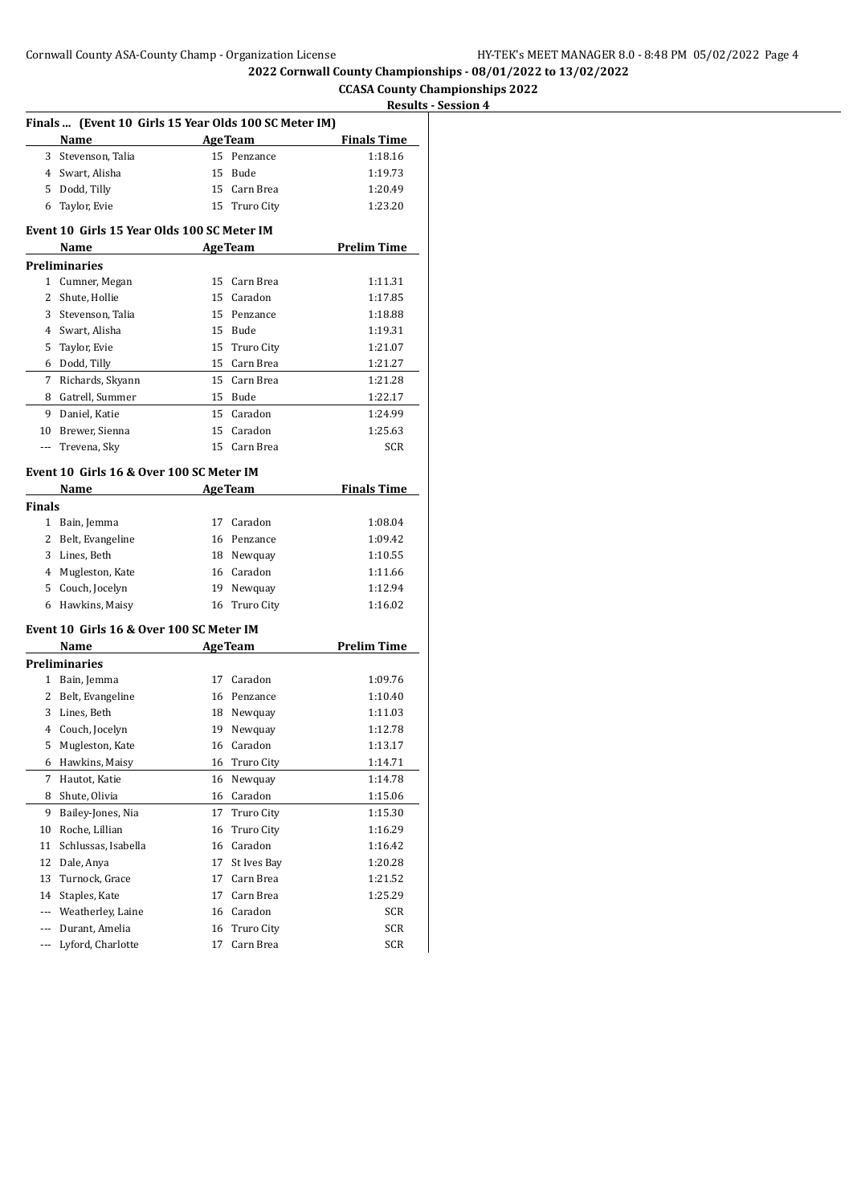**2022 Cornwall County Championships - 08/01/2022 to 13/02/2022**

**CCASA County Championships 2022**

**Results - Session 4**

### Finals ... (Event 10 Girls 15 Year Olds 100 SC Meter IM)

| | Name | Age | Team | Finals Time |
|---|---|---|---|---|
| 3 | Stevenson, Talia | 15 | Penzance | 1:18.16 |
| 4 | Swart, Alisha | 15 | Bude | 1:19.73 |
| 5 | Dodd, Tilly | 15 | Carn Brea | 1:20.49 |
| 6 | Taylor, Evie | 15 | Truro City | 1:23.20 |

### Event 10 Girls 15 Year Olds 100 SC Meter IM

**Preliminaries**

| | Name | Age | Team | Prelim Time |
|---|---|---|---|---|
| 1 | Cumner, Megan | 15 | Carn Brea | 1:11.31 |
| 2 | Shute, Hollie | 15 | Caradon | 1:17.85 |
| 3 | Stevenson, Talia | 15 | Penzance | 1:18.88 |
| 4 | Swart, Alisha | 15 | Bude | 1:19.31 |
| 5 | Taylor, Evie | 15 | Truro City | 1:21.07 |
| 6 | Dodd, Tilly | 15 | Carn Brea | 1:21.27 |
| 7 | Richards, Skyann | 15 | Carn Brea | 1:21.28 |
| 8 | Gatrell, Summer | 15 | Bude | 1:22.17 |
| 9 | Daniel, Katie | 15 | Caradon | 1:24.99 |
| 10 | Brewer, Sienna | 15 | Caradon | 1:25.63 |
| --- | Trevena, Sky | 15 | Carn Brea | SCR |

### Event 10 Girls 16 & Over 100 SC Meter IM

**Finals**

| | Name | Age | Team | Finals Time |
|---|---|---|---|---|
| 1 | Bain, Jemma | 17 | Caradon | 1:08.04 |
| 2 | Belt, Evangeline | 16 | Penzance | 1:09.42 |
| 3 | Lines, Beth | 18 | Newquay | 1:10.55 |
| 4 | Mugleston, Kate | 16 | Caradon | 1:11.66 |
| 5 | Couch, Jocelyn | 19 | Newquay | 1:12.94 |
| 6 | Hawkins, Maisy | 16 | Truro City | 1:16.02 |

### Event 10 Girls 16 & Over 100 SC Meter IM

**Preliminaries**

| | Name | Age | Team | Prelim Time |
|---|---|---|---|---|
| 1 | Bain, Jemma | 17 | Caradon | 1:09.76 |
| 2 | Belt, Evangeline | 16 | Penzance | 1:10.40 |
| 3 | Lines, Beth | 18 | Newquay | 1:11.03 |
| 4 | Couch, Jocelyn | 19 | Newquay | 1:12.78 |
| 5 | Mugleston, Kate | 16 | Caradon | 1:13.17 |
| 6 | Hawkins, Maisy | 16 | Truro City | 1:14.71 |
| 7 | Hautot, Katie | 16 | Newquay | 1:14.78 |
| 8 | Shute, Olivia | 16 | Caradon | 1:15.06 |
| 9 | Bailey-Jones, Nia | 17 | Truro City | 1:15.30 |
| 10 | Roche, Lillian | 16 | Truro City | 1:16.29 |
| 11 | Schlussas, Isabella | 16 | Caradon | 1:16.42 |
| 12 | Dale, Anya | 17 | St Ives Bay | 1:20.28 |
| 13 | Turnock, Grace | 17 | Carn Brea | 1:21.52 |
| 14 | Staples, Kate | 17 | Carn Brea | 1:25.29 |
| --- | Weatherley, Laine | 16 | Caradon | SCR |
| --- | Durant, Amelia | 16 | Truro City | SCR |
| --- | Lyford, Charlotte | 17 | Carn Brea | SCR |